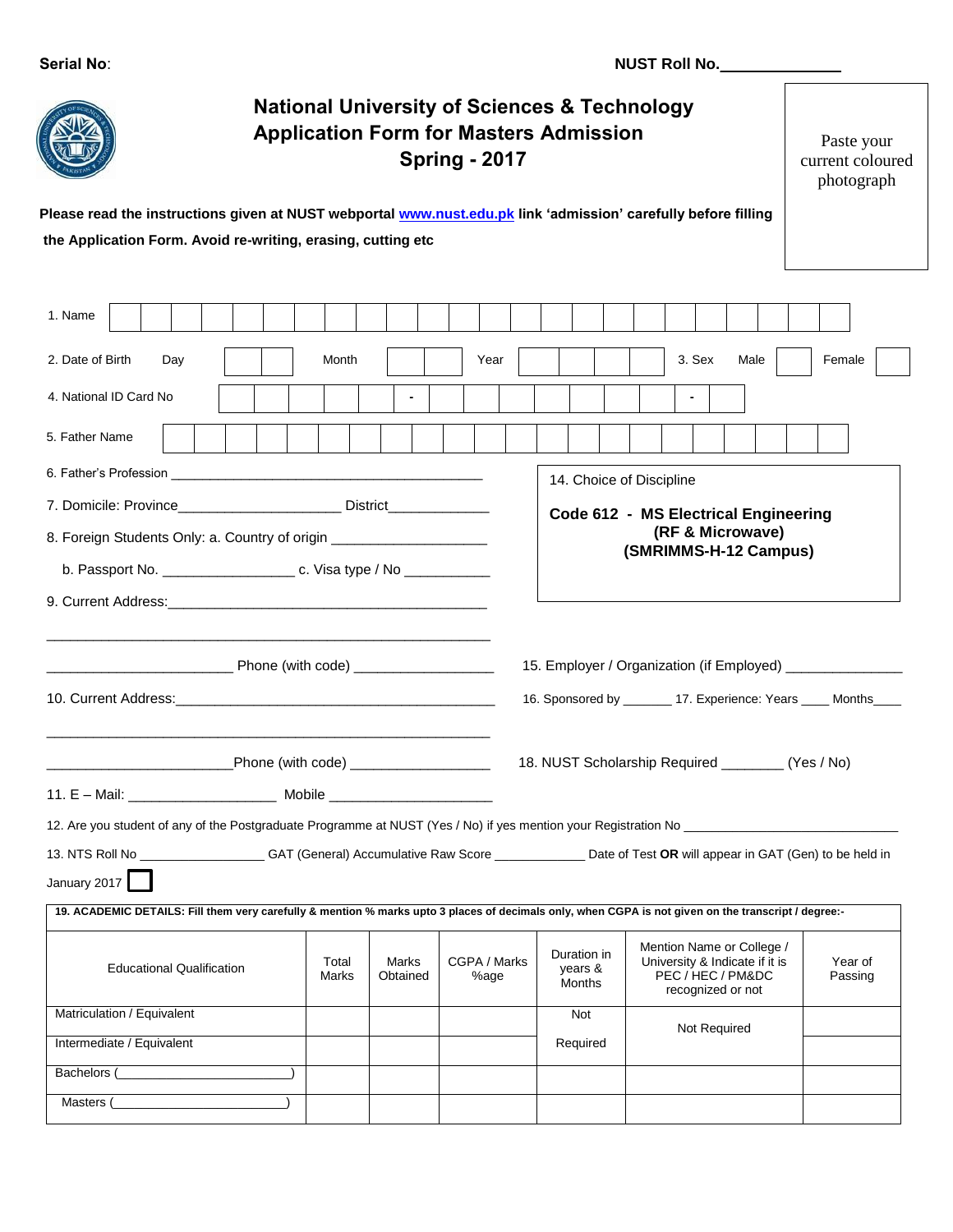**Serial No**: **NUST Roll No.**\_\_\_\_\_\_\_\_\_\_\_\_\_\_

# National University of Sciences & Technology
## Application Form for Masters Admission
## Spring - 2017

Paste your current coloured photograph

**Please read the instructions given at NUST webportal www.nust.edu.pk link 'admission' carefully before filling the Application Form. Avoid re-writing, erasing, cutting etc**

1. Name

2. Date of Birth Day Month Year 3. Sex Male Female

4. National ID Card No - -

5. Father Name

6. Father's Profession \_\_\_\_\_\_\_\_\_\_\_\_\_\_\_\_\_\_\_\_\_\_\_\_\_\_\_\_\_\_\_\_\_\_\_\_\_\_\_\_\_\_\_\_

7. Domicile: Province\_\_\_\_\_\_\_\_\_\_\_\_\_\_\_\_\_\_\_\_\_ District\_\_\_\_\_\_\_\_\_\_\_\_\_

8. Foreign Students Only: a. Country of origin \_\_\_\_\_\_\_\_\_\_\_\_\_\_\_\_\_\_\_\_

   b. Passport No. \_\_\_\_\_\_\_\_\_\_\_\_\_\_\_\_\_ c. Visa type / No \_\_\_\_\_\_\_\_\_\_\_

9. Current Address:\_\_\_\_\_\_\_\_\_\_\_\_\_\_\_\_\_\_\_\_\_\_\_\_\_\_\_\_\_\_\_\_\_\_\_\_\_\_\_\_\_\_

\_\_\_\_\_\_\_\_\_\_\_\_\_\_\_\_\_\_\_\_\_\_\_\_ Phone (with code) \_\_\_\_\_\_\_\_\_\_\_\_\_\_\_\_\_\_

10. Current Address:\_\_\_\_\_\_\_\_\_\_\_\_\_\_\_\_\_\_\_\_\_\_\_\_\_\_\_\_\_\_\_\_\_\_\_\_\_\_\_\_\_\_

\_\_\_\_\_\_\_\_\_\_\_\_\_\_\_\_\_\_\_\_\_\_\_\_Phone (with code) \_\_\_\_\_\_\_\_\_\_\_\_\_\_\_\_\_\_

11. E – Mail: \_\_\_\_\_\_\_\_\_\_\_\_\_\_\_\_\_\_\_ Mobile \_\_\_\_\_\_\_\_\_\_\_\_\_\_\_\_\_\_\_\_\_

14. Choice of Discipline

**Code 612 - MS Electrical Engineering (RF & Microwave) (SMRIMMS-H-12 Campus)**

15. Employer / Organization (if Employed) \_\_\_\_\_\_\_\_\_\_\_\_\_\_\_

16. Sponsored by \_\_\_\_\_\_\_ 17. Experience: Years \_\_\_\_ Months\_\_\_\_

18. NUST Scholarship Required \_\_\_\_\_\_\_\_ (Yes / No)

12. Are you student of any of the Postgraduate Programme at NUST (Yes / No) if yes mention your Registration No \_\_\_\_\_\_\_\_\_\_\_\_\_\_\_\_\_\_\_\_\_\_\_\_\_\_\_\_\_\_

13. NTS Roll No \_\_\_\_\_\_\_\_\_\_\_\_\_\_\_\_\_\_ GAT (General) Accumulative Raw Score \_\_\_\_\_\_\_\_\_\_\_\_\_ Date of Test **OR** will appear in GAT (Gen) to be held in January 2017 ☐

**19. ACADEMIC DETAILS: Fill them very carefully & mention % marks upto 3 places of decimals only, when CGPA is not given on the transcript / degree:-**

| Educational Qualification | Total Marks | Marks Obtained | CGPA / Marks %age | Duration in years & Months | Mention Name or College / University & Indicate if it is PEC / HEC / PM&DC recognized or not | Year of Passing |
|---|---|---|---|---|---|---|
| Matriculation / Equivalent | | | | Not Required | Not Required | |
| Intermediate / Equivalent | | | | | | |
| Bachelors (\_\_\_\_\_\_\_\_\_\_\_\_\_\_\_\_\_\_\_\_\_\_\_) | | | | | | |
| Masters (\_\_\_\_\_\_\_\_\_\_\_\_\_\_\_\_\_\_\_\_\_\_\_) | | | | | | |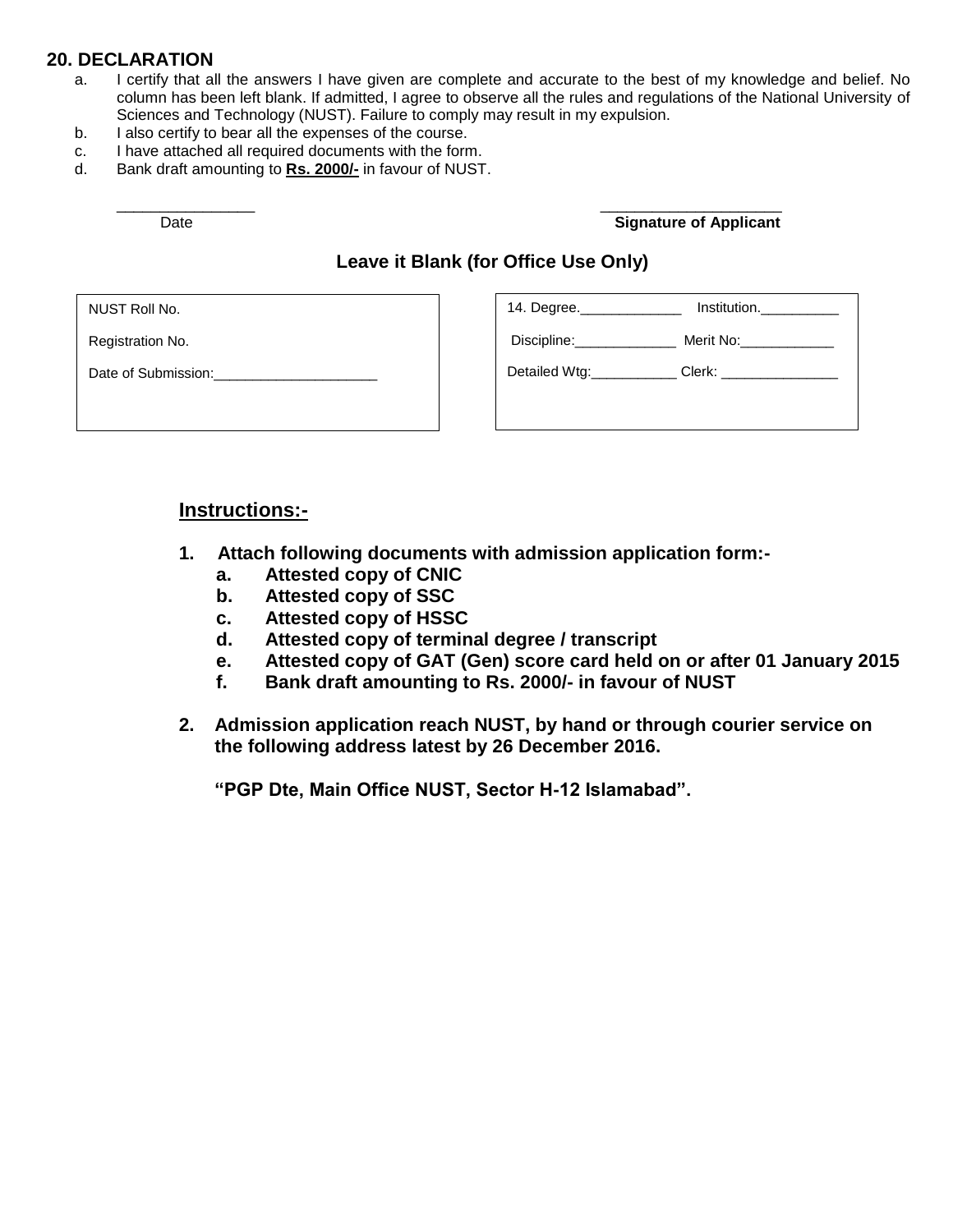## 20. DECLARATION

a. I certify that all the answers I have given are complete and accurate to the best of my knowledge and belief. No column has been left blank. If admitted, I agree to observe all the rules and regulations of the National University of Sciences and Technology (NUST). Failure to comply may result in my expulsion.

b. I also certify to bear all the expenses of the course.

c. I have attached all required documents with the form.

d. Bank draft amounting to **Rs. 2000/-** in favour of NUST.

________________ ____________________

Date **Signature of Applicant**

### Leave it Blank (for Office Use Only)

NUST Roll No.

Registration No.

Date of Submission:_____________________

14. Degree._____________ Institution.__________

Discipline:_____________ Merit No:____________

Detailed Wtg:___________ Clerk: _______________

## Instructions:-

**1. Attach following documents with admission application form:-**

- **a. Attested copy of CNIC**
- **b. Attested copy of SSC**
- **c. Attested copy of HSSC**
- **d. Attested copy of terminal degree / transcript**
- **e. Attested copy of GAT (Gen) score card held on or after 01 January 2015**
- **f. Bank draft amounting to Rs. 2000/- in favour of NUST**

**2. Admission application reach NUST, by hand or through courier service on the following address latest by 26 December 2016.**

**"PGP Dte, Main Office NUST, Sector H-12 Islamabad".**